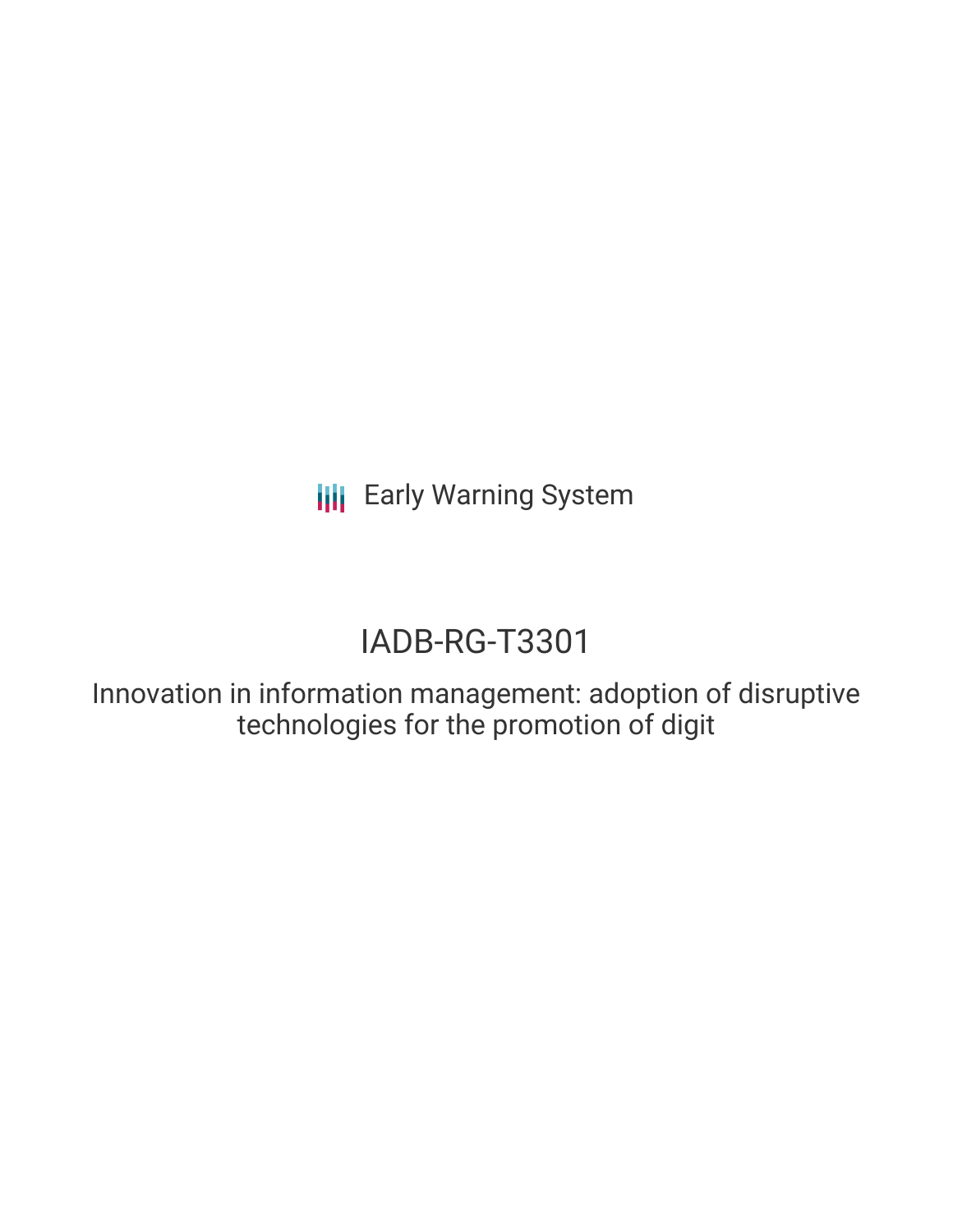Early Warning System

# IADB-RG-T3301

Innovation in information management: adoption of disruptive technologies for the promotion of digit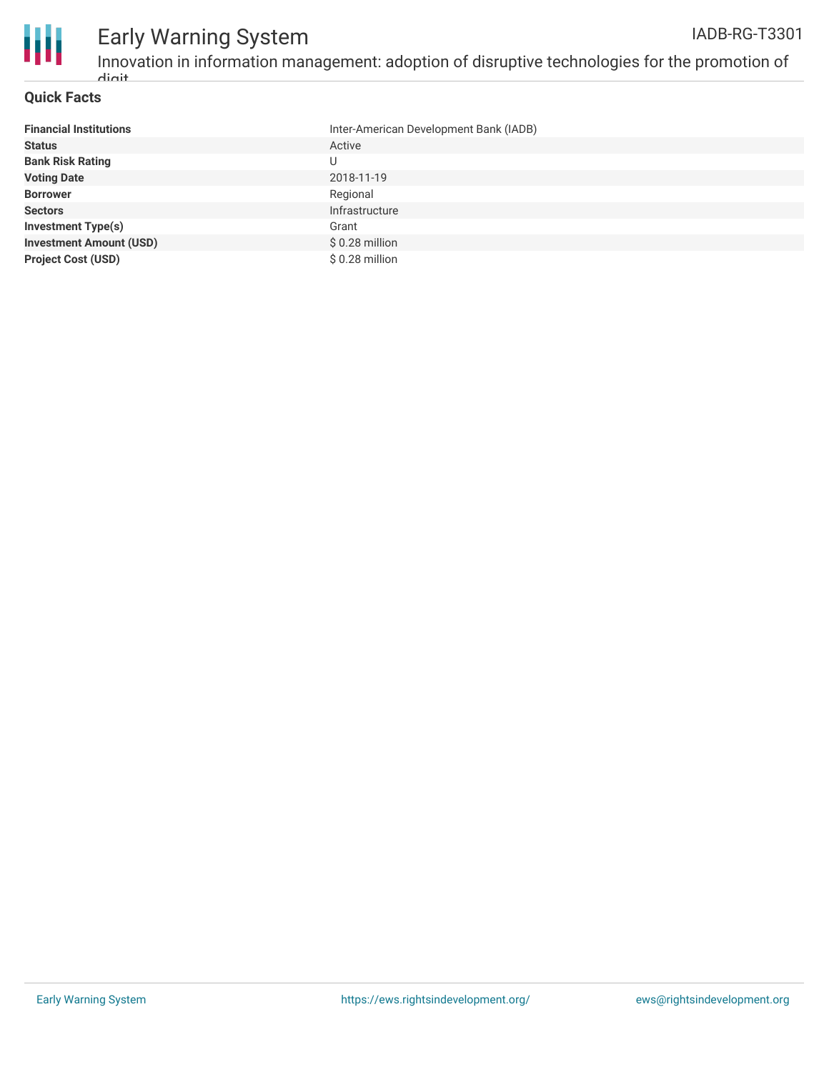## Quick Facts

| | |
|---|---|
| **Financial Institutions** | Inter-American Development Bank (IADB) |
| **Status** | Active |
| **Bank Risk Rating** | U |
| **Voting Date** | 2018-11-19 |
| **Borrower** | Regional |
| **Sectors** | Infrastructure |
| **Investment Type(s)** | Grant |
| **Investment Amount (USD)** | $ 0.28 million |
| **Project Cost (USD)** | $ 0.28 million |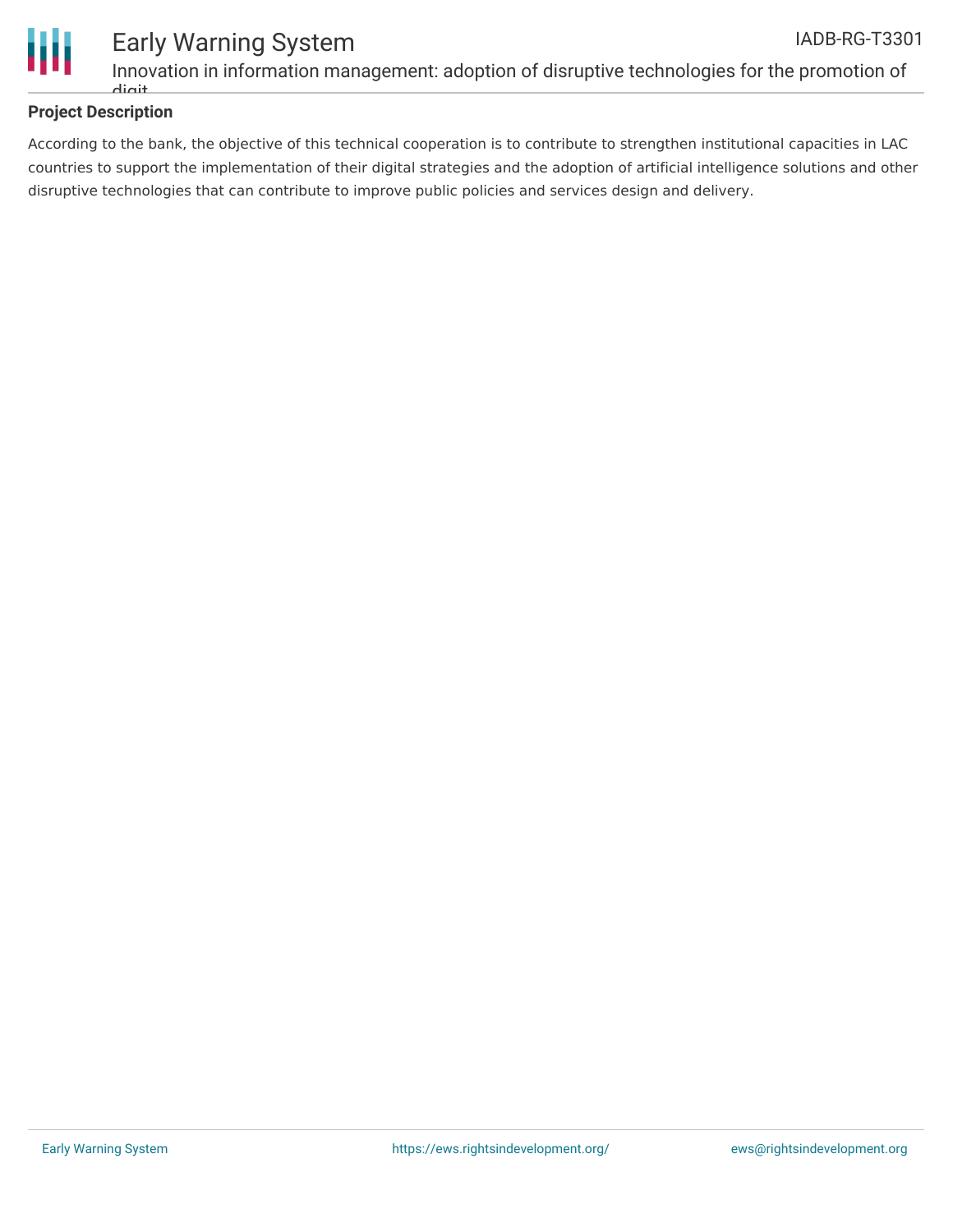## Project Description

According to the bank, the objective of this technical cooperation is to contribute to strengthen institutional capacities in LAC countries to support the implementation of their digital strategies and the adoption of artificial intelligence solutions and other disruptive technologies that can contribute to improve public policies and services design and delivery.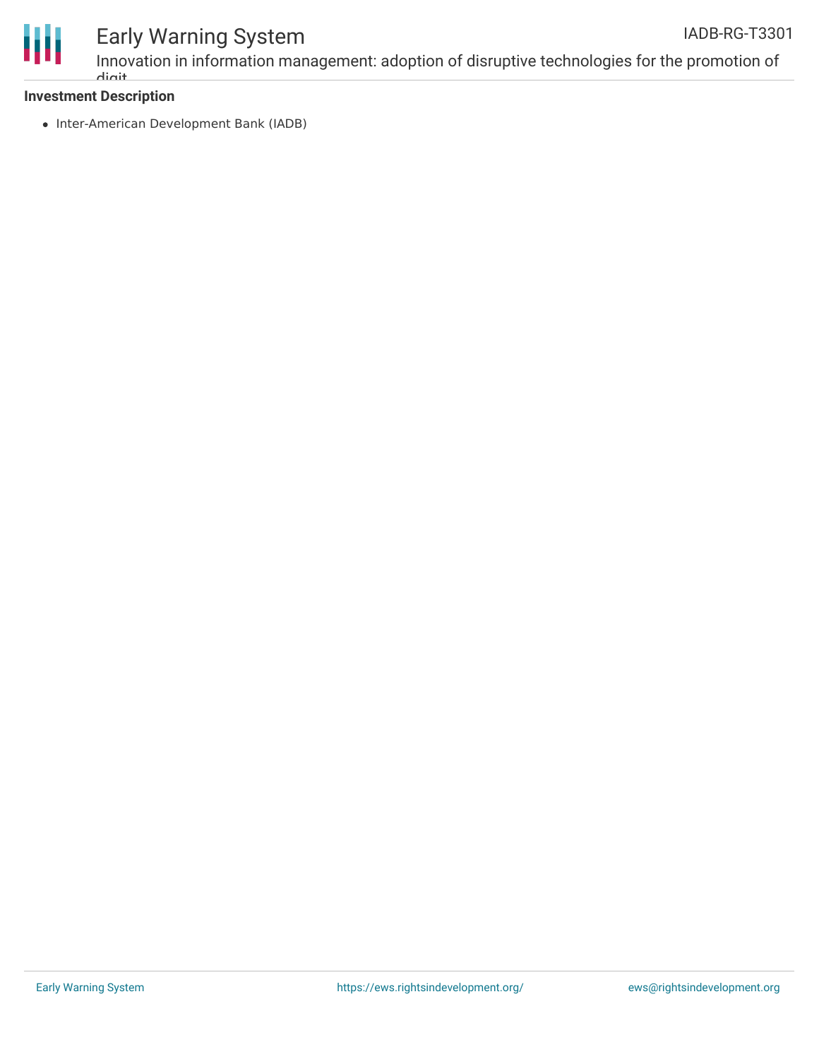**Investment Description**

- Inter-American Development Bank (IADB)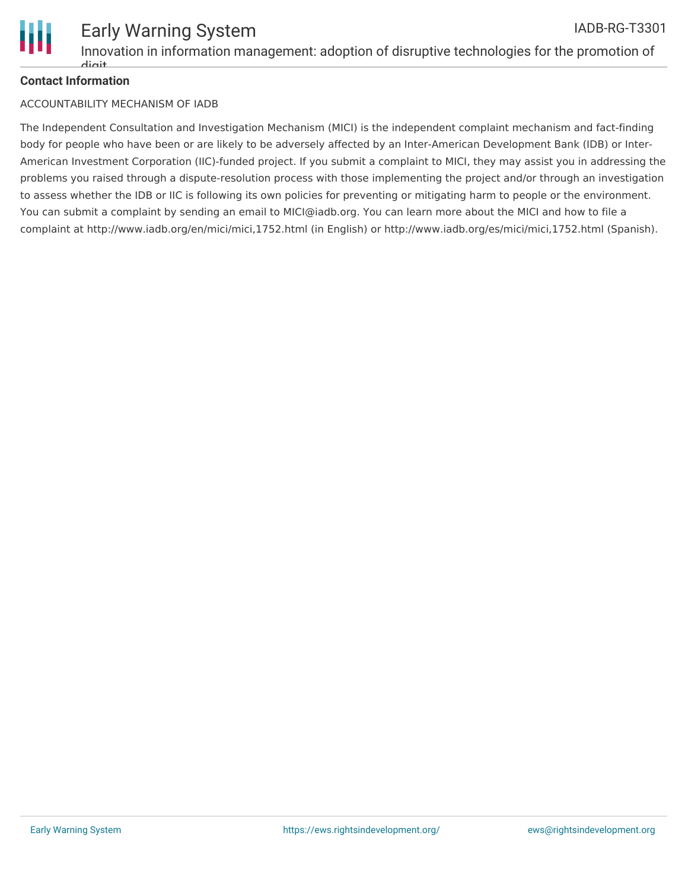**Contact Information**

ACCOUNTABILITY MECHANISM OF IADB

The Independent Consultation and Investigation Mechanism (MICI) is the independent complaint mechanism and fact-finding body for people who have been or are likely to be adversely affected by an Inter-American Development Bank (IDB) or Inter-American Investment Corporation (IIC)-funded project. If you submit a complaint to MICI, they may assist you in addressing the problems you raised through a dispute-resolution process with those implementing the project and/or through an investigation to assess whether the IDB or IIC is following its own policies for preventing or mitigating harm to people or the environment. You can submit a complaint by sending an email to MICI@iadb.org. You can learn more about the MICI and how to file a complaint at http://www.iadb.org/en/mici/mici,1752.html (in English) or http://www.iadb.org/es/mici/mici,1752.html (Spanish).